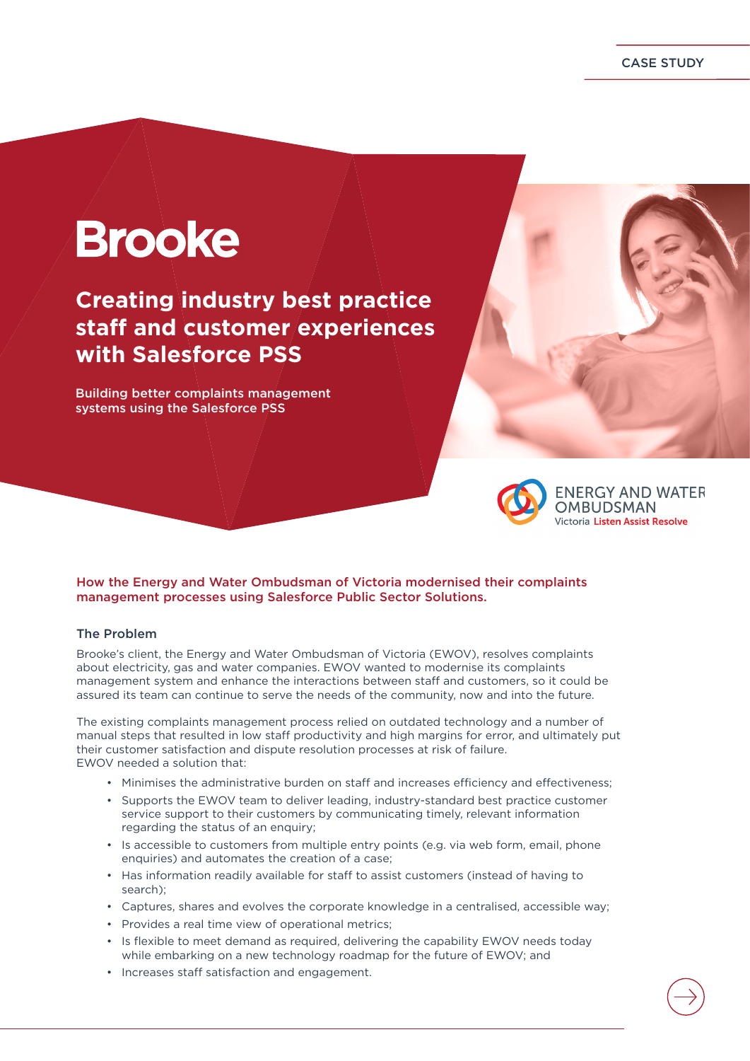CASE STUDY

# Brooke

## Creating industry best practice staff and customer experiences with Salesforce PSS

**Building better complaints management systems using the Salesforce PSS**

ENERGY AND WATER OMBUDSMAN
Victoria Listen Assist Resolve

**How the Energy and Water Ombudsman of Victoria modernised their complaints management processes using Salesforce Public Sector Solutions.**

### The Problem

Brooke's client, the Energy and Water Ombudsman of Victoria (EWOV), resolves complaints about electricity, gas and water companies. EWOV wanted to modernise its complaints management system and enhance the interactions between staff and customers, so it could be assured its team can continue to serve the needs of the community, now and into the future.

The existing complaints management process relied on outdated technology and a number of manual steps that resulted in low staff productivity and high margins for error, and ultimately put their customer satisfaction and dispute resolution processes at risk of failure.
EWOV needed a solution that:

- Minimises the administrative burden on staff and increases efficiency and effectiveness;
- Supports the EWOV team to deliver leading, industry-standard best practice customer service support to their customers by communicating timely, relevant information regarding the status of an enquiry;
- Is accessible to customers from multiple entry points (e.g. via web form, email, phone enquiries) and automates the creation of a case;
- Has information readily available for staff to assist customers (instead of having to search);
- Captures, shares and evolves the corporate knowledge in a centralised, accessible way;
- Provides a real time view of operational metrics;
- Is flexible to meet demand as required, delivering the capability EWOV needs today while embarking on a new technology roadmap for the future of EWOV; and
- Increases staff satisfaction and engagement.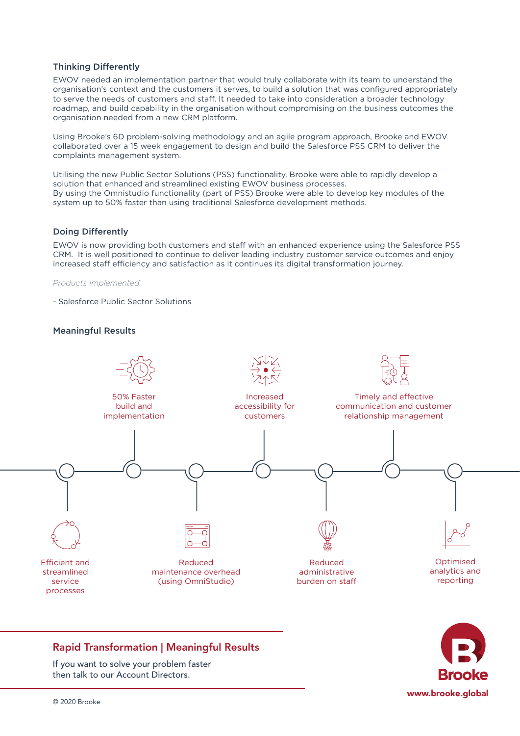### Thinking Differently

EWOV needed an implementation partner that would truly collaborate with its team to understand the organisation's context and the customers it serves, to build a solution that was configured appropriately to serve the needs of customers and staff. It needed to take into consideration a broader technology roadmap, and build capability in the organisation without compromising on the business outcomes the organisation needed from a new CRM platform.

Using Brooke's 6D problem-solving methodology and an agile program approach, Brooke and EWOV collaborated over a 15 week engagement to design and build the Salesforce PSS CRM to deliver the complaints management system.

Utilising the new Public Sector Solutions (PSS) functionality, Brooke were able to rapidly develop a solution that enhanced and streamlined existing EWOV business processes.
By using the Omnistudio functionality (part of PSS) Brooke were able to develop key modules of the system up to 50% faster than using traditional Salesforce development methods.

### Doing Differently

EWOV is now providing both customers and staff with an enhanced experience using the Salesforce PSS CRM. It is well positioned to continue to deliver leading industry customer service outcomes and enjoy increased staff efficiency and satisfaction as it continues its digital transformation journey.

*Products Implemented:*

- Salesforce Public Sector Solutions

### Meaningful Results

Efficient and streamlined service processes

50% Faster build and implementation

Reduced maintenance overhead (using OmniStudio)

Increased accessibility for customers

Reduced administrative burden on staff

Timely and effective communication and customer relationship management

Optimised analytics and reporting

## Rapid Transformation | Meaningful Results

If you want to solve your problem faster then talk to our Account Directors.

Brooke

www.brooke.global

© 2020 Brooke